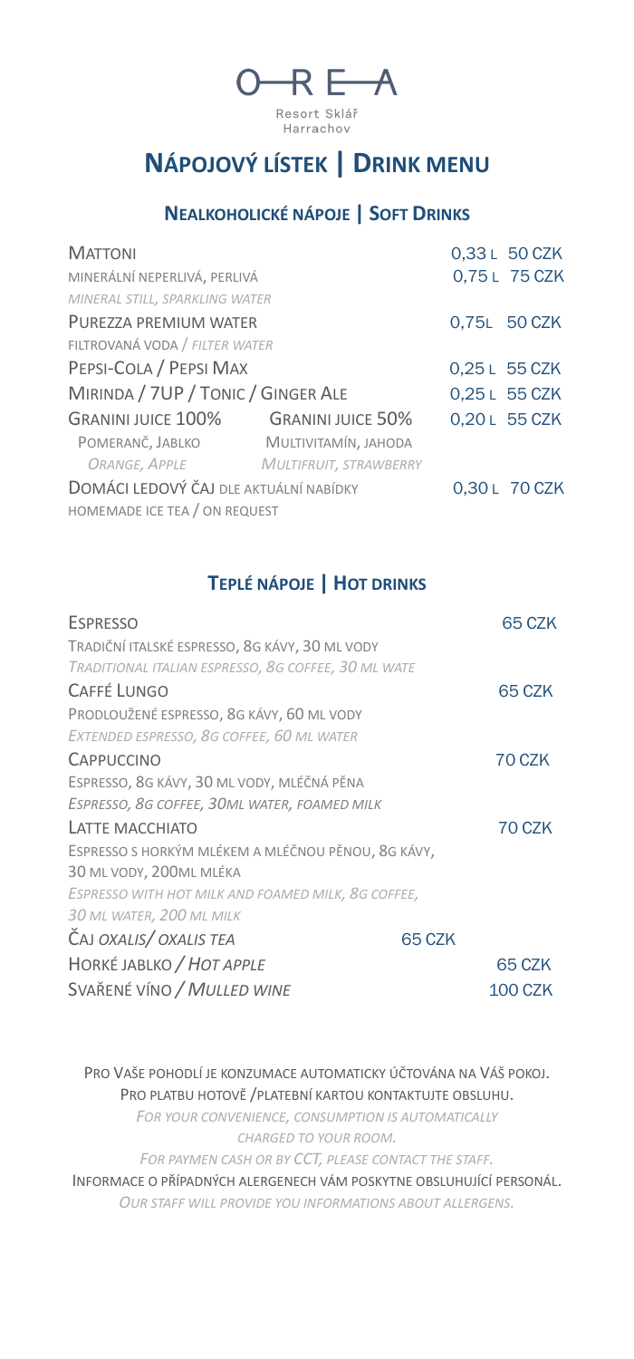# OREA

Resort Sklář
Harrachov

## Nápojový lístek | Drink menu

### Nealkoholické nápoje | Soft Drinks

| | | |
|---|---|---|
| Mattoni<br>minerální neperlivá, perlivá<br>*mineral still, sparkling water* | 0,33 l | 50 CZK |
| | 0,75 l | 75 CZK |
| Purezza premium water<br>filtrovaná voda / *filter water* | 0,75l | 50 CZK |
| Pepsi-Cola / Pepsi Max | 0,25 l | 55 CZK |
| Mirinda / 7UP / Tonic / Ginger Ale | 0,25 l | 55 CZK |
| Granini juice 100% — Pomeranč, Jablko / *Orange, Apple*<br>Granini juice 50% — Multivitamín, Jahoda / *Multifruit, Strawberry* | 0,20 l | 55 CZK |
| Domácí ledový čaj dle aktuální nabídky<br>homemade ice tea / on request | 0,30 l | 70 CZK |

### Teplé nápoje | Hot drinks

| | |
|---|---|
| Espresso<br>Tradiční italské espresso, 8g kávy, 30 ml vody<br>*Traditional italian espresso, 8g coffee, 30 ml wate* | 65 CZK |
| Caffé Lungo<br>Prodloužené espresso, 8g kávy, 60 ml vody<br>*Extended espresso, 8g coffee, 60 ml water* | 65 CZK |
| Cappuccino<br>Espresso, 8g kávy, 30 ml vody, mléčná pěna<br>*Espresso, 8g coffee, 30ml water, foamed milk* | 70 CZK |
| Latte macchiato<br>Espresso s horkým mlékem a mléčnou pěnou, 8g kávy, 30 ml vody, 200ml mléka<br>*Espresso with hot milk and foamed milk, 8g coffee, 30 ml water, 200 ml milk* | 70 CZK |
| Čaj *Oxalis/ Oxalis tea* | 65 CZK |
| Horké jablko / *Hot apple* | 65 CZK |
| Svařené víno / *Mulled wine* | 100 CZK |

Pro Vaše pohodlí je konzumace automaticky účtována na Váš pokoj.
Pro platbu hotově /platební kartou kontaktujte obsluhu.

*For your convenience, consumption is automatically charged to your room.*

*For paymen cash or by CCT, please contact the staff.*

Informace o případných alergenech vám poskytne obsluhující personál.

*Our staff will provide you informations about allergens.*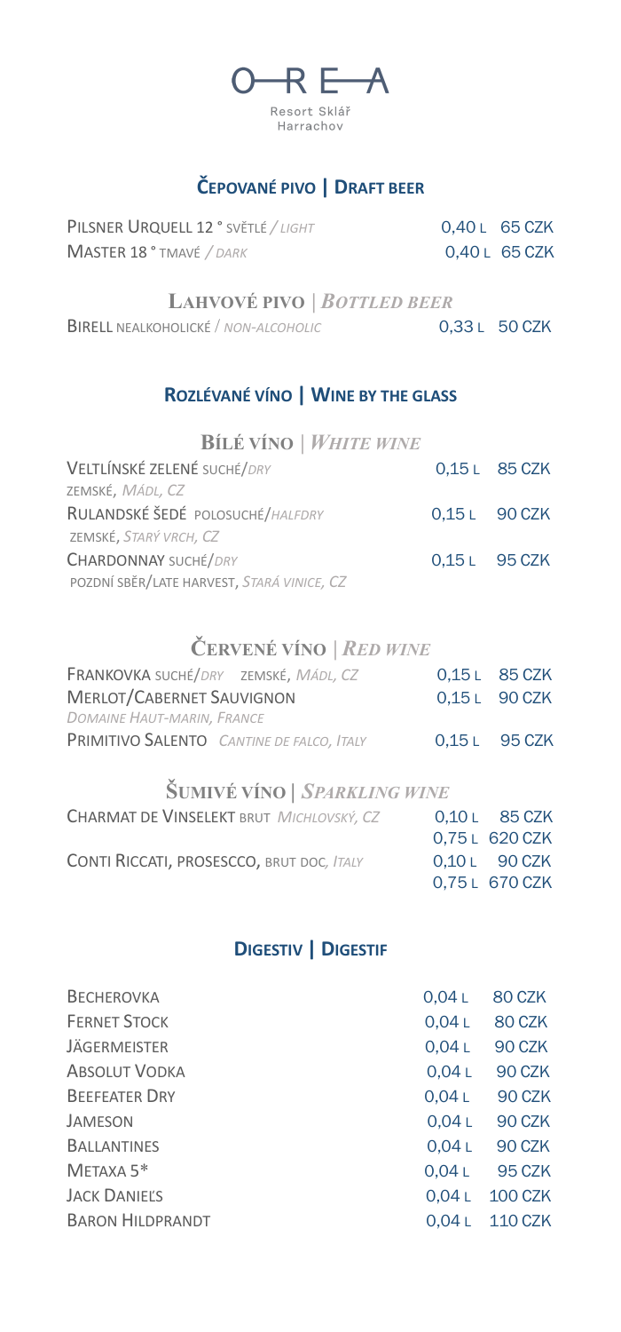# ORE A

Resort Sklář
Harrachov

## ČEPOVANÉ PIVO | DRAFT BEER

| | | |
|---|---|---|
| PILSNER URQUELL 12 ° SVĚTLÉ */ LIGHT* | 0,40 L | 65 CZK |
| MASTER 18 ° TMAVÉ */ DARK* | 0,40 L | 65 CZK |

### LAHVOVÉ PIVO | *BOTTLED BEER*

| | | |
|---|---|---|
| BIRELL NEALKOHOLICKÉ / *NON-ALCOHOLIC* | 0,33 L | 50 CZK |

## ROZLÉVANÉ VÍNO | WINE BY THE GLASS

### BÍLÉ VÍNO | *WHITE WINE*

| | | |
|---|---|---|
| VELTLÍNSKÉ ZELENÉ SUCHÉ/*DRY*<br>ZEMSKÉ, *MÁDL, CZ* | 0,15 L | 85 CZK |
| RULANDSKÉ ŠEDÉ POLOSUCHÉ/*HALFDRY*<br>ZEMSKÉ, *STARÝ VRCH, CZ* | 0,15 L | 90 CZK |
| CHARDONNAY SUCHÉ/*DRY*<br>POZDNÍ SBĚR/LATE HARVEST, *STARÁ VINICE, CZ* | 0,15 L | 95 CZK |

### ČERVENÉ VÍNO | *RED WINE*

| | | |
|---|---|---|
| FRANKOVKA SUCHÉ/*DRY* ZEMSKÉ, *MÁDL, CZ* | 0,15 L | 85 CZK |
| MERLOT/CABERNET SAUVIGNON<br>*DOMAINE HAUT-MARIN, FRANCE* | 0,15 L | 90 CZK |
| PRIMITIVO SALENTO *CANTINE DE FALCO, ITALY* | 0,15 L | 95 CZK |

### ŠUMIVÉ VÍNO | *SPARKLING WINE*

| | | |
|---|---|---|
| CHARMAT DE VINSELEKT BRUT *MICHLOVSKÝ, CZ* | 0,10 L | 85 CZK |
| | 0,75 L | 620 CZK |
| CONTI RICCATI, PROSESCCO, BRUT DOC*, ITALY* | 0,10 L | 90 CZK |
| | 0,75 L | 670 CZK |

## DIGESTIV | DIGESTIF

| | | |
|---|---|---|
| BECHEROVKA | 0,04 L | 80 CZK |
| FERNET STOCK | 0,04 L | 80 CZK |
| JÄGERMEISTER | 0,04 L | 90 CZK |
| ABSOLUT VODKA | 0,04 L | 90 CZK |
| BEEFEATER DRY | 0,04 L | 90 CZK |
| JAMESON | 0,04 L | 90 CZK |
| BALLANTINES | 0,04 L | 90 CZK |
| METAXA 5* | 0,04 L | 95 CZK |
| JACK DANIEĽS | 0,04 L | 100 CZK |
| BARON HILDPRANDT | 0,04 L | 110 CZK |